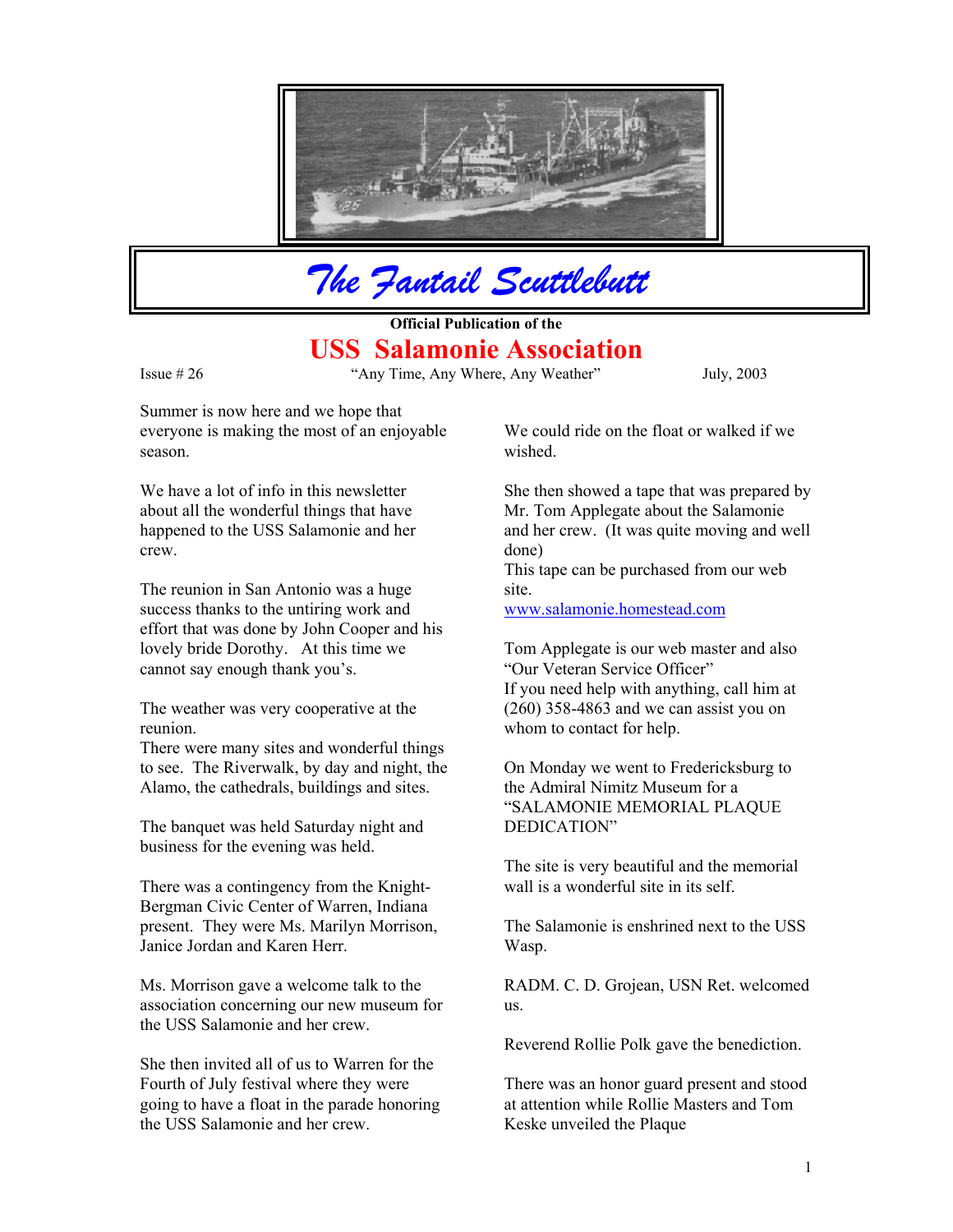# *The Fantail Scuttlebutt*

**Official Publication of the**

## USS Salamonie Association

Issue # 26 — "Any Time, Any Where, Any Weather" — July, 2003

Summer is now here and we hope that everyone is making the most of an enjoyable season.

We have a lot of info in this newsletter about all the wonderful things that have happened to the USS Salamonie and her crew.

The reunion in San Antonio was a huge success thanks to the untiring work and effort that was done by John Cooper and his lovely bride Dorothy. At this time we cannot say enough thank you's.

The weather was very cooperative at the reunion.
There were many sites and wonderful things to see. The Riverwalk, by day and night, the Alamo, the cathedrals, buildings and sites.

The banquet was held Saturday night and business for the evening was held.

There was a contingency from the Knight-Bergman Civic Center of Warren, Indiana present. They were Ms. Marilyn Morrison, Janice Jordan and Karen Herr.

Ms. Morrison gave a welcome talk to the association concerning our new museum for the USS Salamonie and her crew.

She then invited all of us to Warren for the Fourth of July festival where they were going to have a float in the parade honoring the USS Salamonie and her crew.

We could ride on the float or walked if we wished.

She then showed a tape that was prepared by Mr. Tom Applegate about the Salamonie and her crew. (It was quite moving and well done)
This tape can be purchased from our web site.
www.salamonie.homestead.com

Tom Applegate is our web master and also "Our Veteran Service Officer"
If you need help with anything, call him at (260) 358-4863 and we can assist you on whom to contact for help.

On Monday we went to Fredericksburg to the Admiral Nimitz Museum for a "SALAMONIE MEMORIAL PLAQUE DEDICATION"

The site is very beautiful and the memorial wall is a wonderful site in its self.

The Salamonie is enshrined next to the USS Wasp.

RADM. C. D. Grojean, USN Ret. welcomed us.

Reverend Rollie Polk gave the benediction.

There was an honor guard present and stood at attention while Rollie Masters and Tom Keske unveiled the Plaque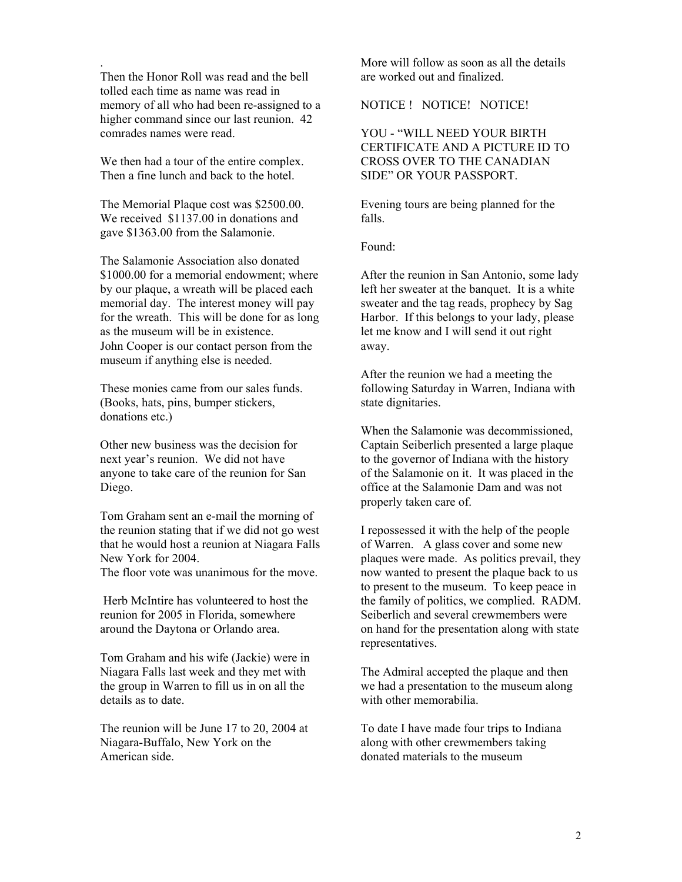.
Then the Honor Roll was read and the bell tolled each time as name was read in memory of all who had been re-assigned to a higher command since our last reunion. 42 comrades names were read.

We then had a tour of the entire complex. Then a fine lunch and back to the hotel.

The Memorial Plaque cost was $2500.00. We received $1137.00 in donations and gave $1363.00 from the Salamonie.

The Salamonie Association also donated $1000.00 for a memorial endowment; where by our plaque, a wreath will be placed each memorial day. The interest money will pay for the wreath. This will be done for as long as the museum will be in existence. John Cooper is our contact person from the museum if anything else is needed.

These monies came from our sales funds. (Books, hats, pins, bumper stickers, donations etc.)

Other new business was the decision for next year's reunion. We did not have anyone to take care of the reunion for San Diego.

Tom Graham sent an e-mail the morning of the reunion stating that if we did not go west that he would host a reunion at Niagara Falls New York for 2004.
The floor vote was unanimous for the move.

Herb McIntire has volunteered to host the reunion for 2005 in Florida, somewhere around the Daytona or Orlando area.

Tom Graham and his wife (Jackie) were in Niagara Falls last week and they met with the group in Warren to fill us in on all the details as to date.

The reunion will be June 17 to 20, 2004 at Niagara-Buffalo, New York on the American side.

More will follow as soon as all the details are worked out and finalized.

NOTICE ! NOTICE! NOTICE!

YOU - "WILL NEED YOUR BIRTH CERTIFICATE AND A PICTURE ID TO CROSS OVER TO THE CANADIAN SIDE" OR YOUR PASSPORT.

Evening tours are being planned for the falls.

Found:

After the reunion in San Antonio, some lady left her sweater at the banquet. It is a white sweater and the tag reads, prophecy by Sag Harbor. If this belongs to your lady, please let me know and I will send it out right away.

After the reunion we had a meeting the following Saturday in Warren, Indiana with state dignitaries.

When the Salamonie was decommissioned, Captain Seiberlich presented a large plaque to the governor of Indiana with the history of the Salamonie on it. It was placed in the office at the Salamonie Dam and was not properly taken care of.

I repossessed it with the help of the people of Warren. A glass cover and some new plaques were made. As politics prevail, they now wanted to present the plaque back to us to present to the museum. To keep peace in the family of politics, we complied. RADM. Seiberlich and several crewmembers were on hand for the presentation along with state representatives.

The Admiral accepted the plaque and then we had a presentation to the museum along with other memorabilia.

To date I have made four trips to Indiana along with other crewmembers taking donated materials to the museum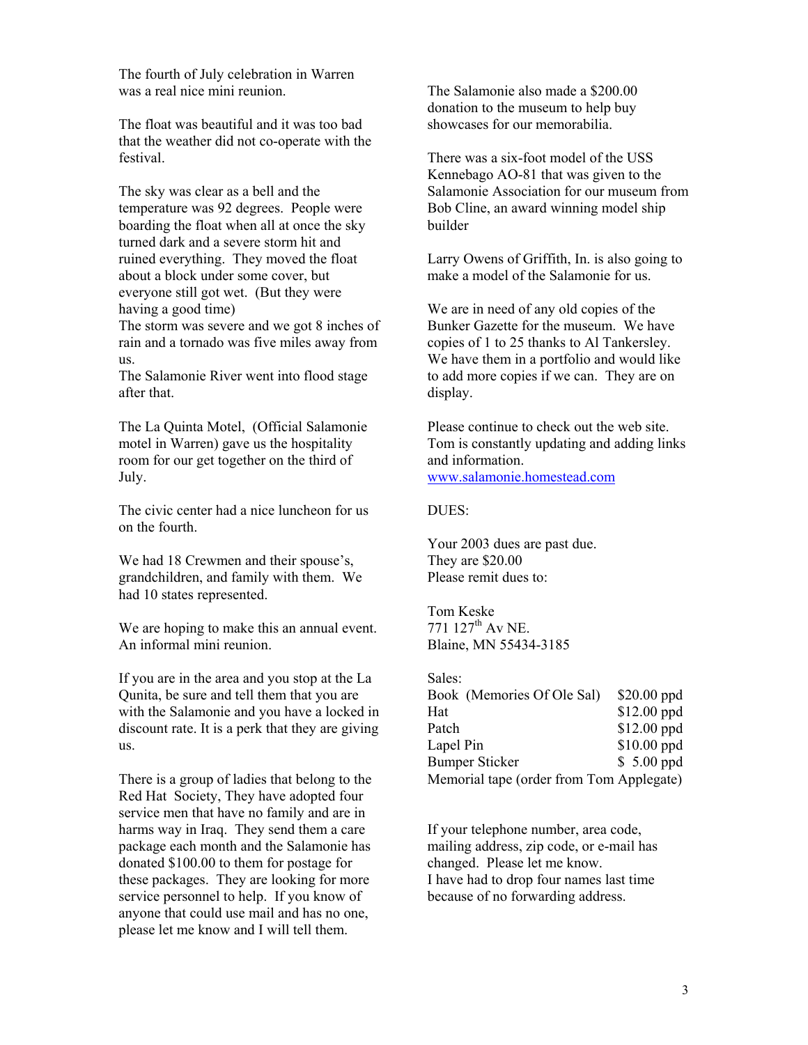The fourth of July celebration in Warren was a real nice mini reunion.

The float was beautiful and it was too bad that the weather did not co-operate with the festival.

The sky was clear as a bell and the temperature was 92 degrees. People were boarding the float when all at once the sky turned dark and a severe storm hit and ruined everything. They moved the float about a block under some cover, but everyone still got wet. (But they were having a good time)
The storm was severe and we got 8 inches of rain and a tornado was five miles away from us.
The Salamonie River went into flood stage after that.

The La Quinta Motel, (Official Salamonie motel in Warren) gave us the hospitality room for our get together on the third of July.

The civic center had a nice luncheon for us on the fourth.

We had 18 Crewmen and their spouse's, grandchildren, and family with them. We had 10 states represented.

We are hoping to make this an annual event. An informal mini reunion.

If you are in the area and you stop at the La Qunita, be sure and tell them that you are with the Salamonie and you have a locked in discount rate. It is a perk that they are giving us.

There is a group of ladies that belong to the Red Hat Society, They have adopted four service men that have no family and are in harms way in Iraq. They send them a care package each month and the Salamonie has donated $100.00 to them for postage for these packages. They are looking for more service personnel to help. If you know of anyone that could use mail and has no one, please let me know and I will tell them.

The Salamonie also made a $200.00 donation to the museum to help buy showcases for our memorabilia.

There was a six-foot model of the USS Kennebago AO-81 that was given to the Salamonie Association for our museum from Bob Cline, an award winning model ship builder

Larry Owens of Griffith, In. is also going to make a model of the Salamonie for us.

We are in need of any old copies of the Bunker Gazette for the museum. We have copies of 1 to 25 thanks to Al Tankersley. We have them in a portfolio and would like to add more copies if we can. They are on display.

Please continue to check out the web site. Tom is constantly updating and adding links and information.
www.salamonie.homestead.com

DUES:

Your 2003 dues are past due.
They are $20.00
Please remit dues to:

Tom Keske
771 127th Av NE.
Blaine, MN 55434-3185

Sales:

| | |
|---|---|
| Book (Memories Of Ole Sal) | $20.00 ppd |
| Hat | $12.00 ppd |
| Patch | $12.00 ppd |
| Lapel Pin | $10.00 ppd |
| Bumper Sticker | $ 5.00 ppd |
| Memorial tape (order from Tom Applegate) | |

If your telephone number, area code, mailing address, zip code, or e-mail has changed. Please let me know.
I have had to drop four names last time because of no forwarding address.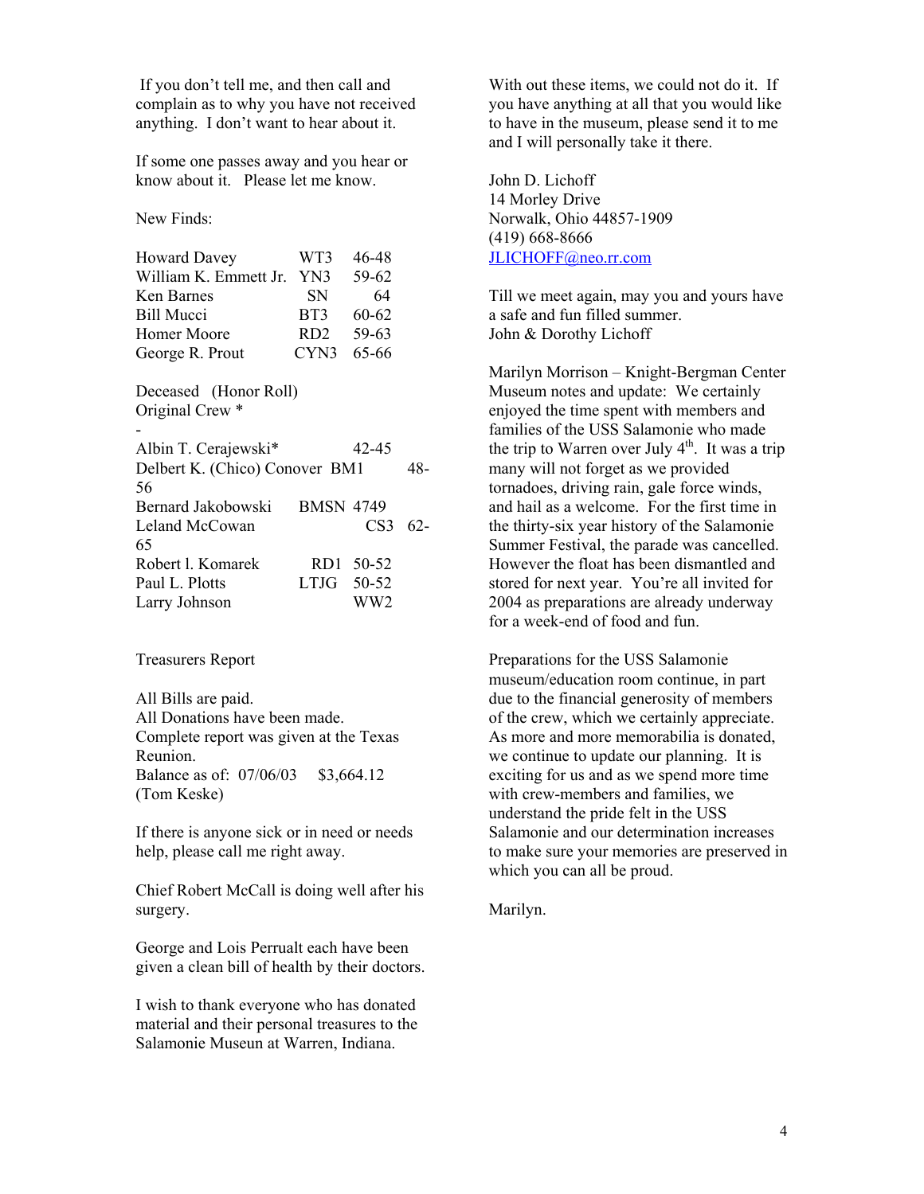If you don't tell me, and then call and complain as to why you have not received anything. I don't want to hear about it.

If some one passes away and you hear or know about it. Please let me know.

New Finds:

| | | |
|---|---|---|
| Howard Davey | WT3 | 46-48 |
| William K. Emmett Jr. | YN3 | 59-62 |
| Ken Barnes | SN | 64 |
| Bill Mucci | BT3 | 60-62 |
| Homer Moore | RD2 | 59-63 |
| George R. Prout | CYN3 | 65-66 |

Deceased (Honor Roll)
Original Crew *

| | | |
|---|---|---|
| Albin T. Cerajewski* | | 42-45 |
| Delbert K. (Chico) Conover | BM1 | 48-56 |
| Bernard Jakobowski | BMSN | 4749 |
| Leland McCowan | CS3 | 62-65 |
| Robert l. Komarek | RD1 | 50-52 |
| Paul L. Plotts | LTJG | 50-52 |
| Larry Johnson | | WW2 |

Treasurers Report

All Bills are paid.
All Donations have been made.
Complete report was given at the Texas Reunion.
Balance as of: 07/06/03 $3,664.12
(Tom Keske)

If there is anyone sick or in need or needs help, please call me right away.

Chief Robert McCall is doing well after his surgery.

George and Lois Perrualt each have been given a clean bill of health by their doctors.

I wish to thank everyone who has donated material and their personal treasures to the Salamonie Museun at Warren, Indiana.

With out these items, we could not do it. If you have anything at all that you would like to have in the museum, please send it to me and I will personally take it there.

John D. Lichoff
14 Morley Drive
Norwalk, Ohio 44857-1909
(419) 668-8666
JLICHOFF@neo.rr.com

Till we meet again, may you and yours have a safe and fun filled summer.
John & Dorothy Lichoff

Marilyn Morrison – Knight-Bergman Center Museum notes and update: We certainly enjoyed the time spent with members and families of the USS Salamonie who made the trip to Warren over July 4th. It was a trip many will not forget as we provided tornadoes, driving rain, gale force winds, and hail as a welcome. For the first time in the thirty-six year history of the Salamonie Summer Festival, the parade was cancelled. However the float has been dismantled and stored for next year. You're all invited for 2004 as preparations are already underway for a week-end of food and fun.

Preparations for the USS Salamonie museum/education room continue, in part due to the financial generosity of members of the crew, which we certainly appreciate. As more and more memorabilia is donated, we continue to update our planning. It is exciting for us and as we spend more time with crew-members and families, we understand the pride felt in the USS Salamonie and our determination increases to make sure your memories are preserved in which you can all be proud.

Marilyn.